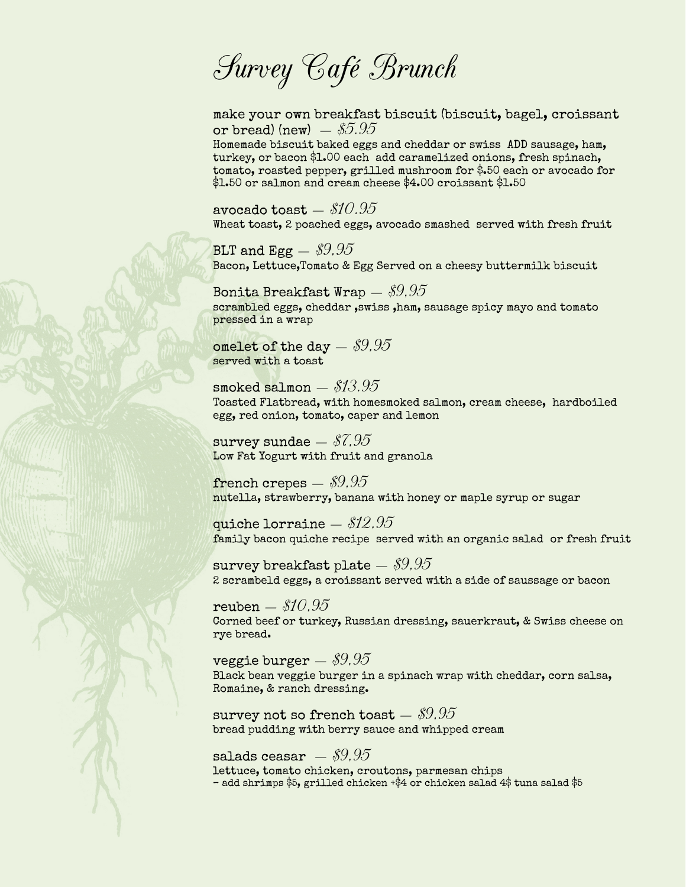# Survey Café Brunch

**make your own breakfast biscuit (biscuit, bagel, croissant or bread) (new)** — *$5.95*
Homemade biscuit baked eggs and cheddar or swiss ADD sausage, ham, turkey, or bacon $1.00 each add caramelized onions, fresh spinach, tomato, roasted pepper, grilled mushroom for $.50 each or avocado for $1.50 or salmon and cream cheese $4.00 croissant $1.50

**avocado toast** — *$10.95*
Wheat toast, 2 poached eggs, avocado smashed served with fresh fruit

**BLT and Egg** — *$9.95*
Bacon, Lettuce,Tomato & Egg Served on a cheesy buttermilk biscuit

**Bonita Breakfast Wrap** — *$9.95*
scrambled eggs, cheddar ,swiss ,ham, sausage spicy mayo and tomato pressed in a wrap

**omelet of the day** — *$9.95*
served with a toast

**smoked salmon** — *$13.95*
Toasted Flatbread, with homesmoked salmon, cream cheese, hardboiled egg, red onion, tomato, caper and lemon

**survey sundae** — *$7.95*
Low Fat Yogurt with fruit and granola

**french crepes** — *$9.95*
nutella, strawberry, banana with honey or maple syrup or sugar

**quiche lorraine** — *$12.95*
family bacon quiche recipe served with an organic salad or fresh fruit

**survey breakfast plate** — *$9.95*
2 scrambeld eggs, a croissant served with a side of saussage or bacon

**reuben** — *$10.95*
Corned beef or turkey, Russian dressing, sauerkraut, & Swiss cheese on rye bread.

**veggie burger** — *$9.95*
Black bean veggie burger in a spinach wrap with cheddar, corn salsa, Romaine, & ranch dressing.

**survey not so french toast** — *$9.95*
bread pudding with berry sauce and whipped cream

**salads ceasar** — *$9.95*
lettuce, tomato chicken, croutons, parmesan chips
- add shrimps $5, grilled chicken +$4 or chicken salad 4$ tuna salad $5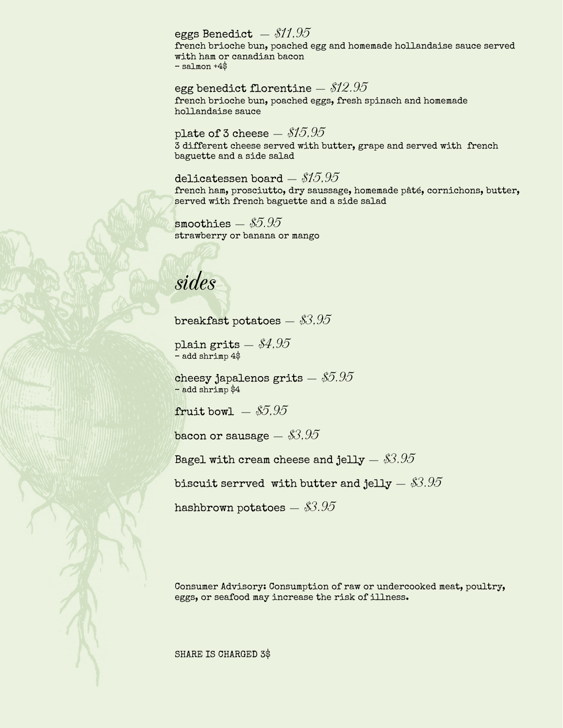eggs Benedict — *$11.95*
french brioche bun, poached egg and homemade hollandaise sauce served with ham or canadian bacon
- salmon +4$

egg benedict florentine — *$12.95*
french brioche bun, poached eggs, fresh spinach and homemade hollandaise sauce

plate of 3 cheese — *$15.95*
3 different cheese served with butter, grape and served with french baguette and a side salad

delicatessen board — *$15.95*
french ham, prosciutto, dry saussage, homemade pâté, cornichons, butter, served with french baguette and a side salad

smoothies — *$5.95*
strawberry or banana or mango

## *sides*

breakfast potatoes — *$3.95*

plain grits — *$4.95*
- add shrimp 4$

cheesy japalenos grits — *$5.95*
- add shrimp $4

fruit bowl — *$5.95*

bacon or sausage — *$3.95*

Bagel with cream cheese and jelly — *$3.95*

biscuit serrved with butter and jelly — *$3.95*

hashbrown potatoes — *$3.95*

Consumer Advisory: Consumption of raw or undercooked meat, poultry, eggs, or seafood may increase the risk of illness.

SHARE IS CHARGED 3$